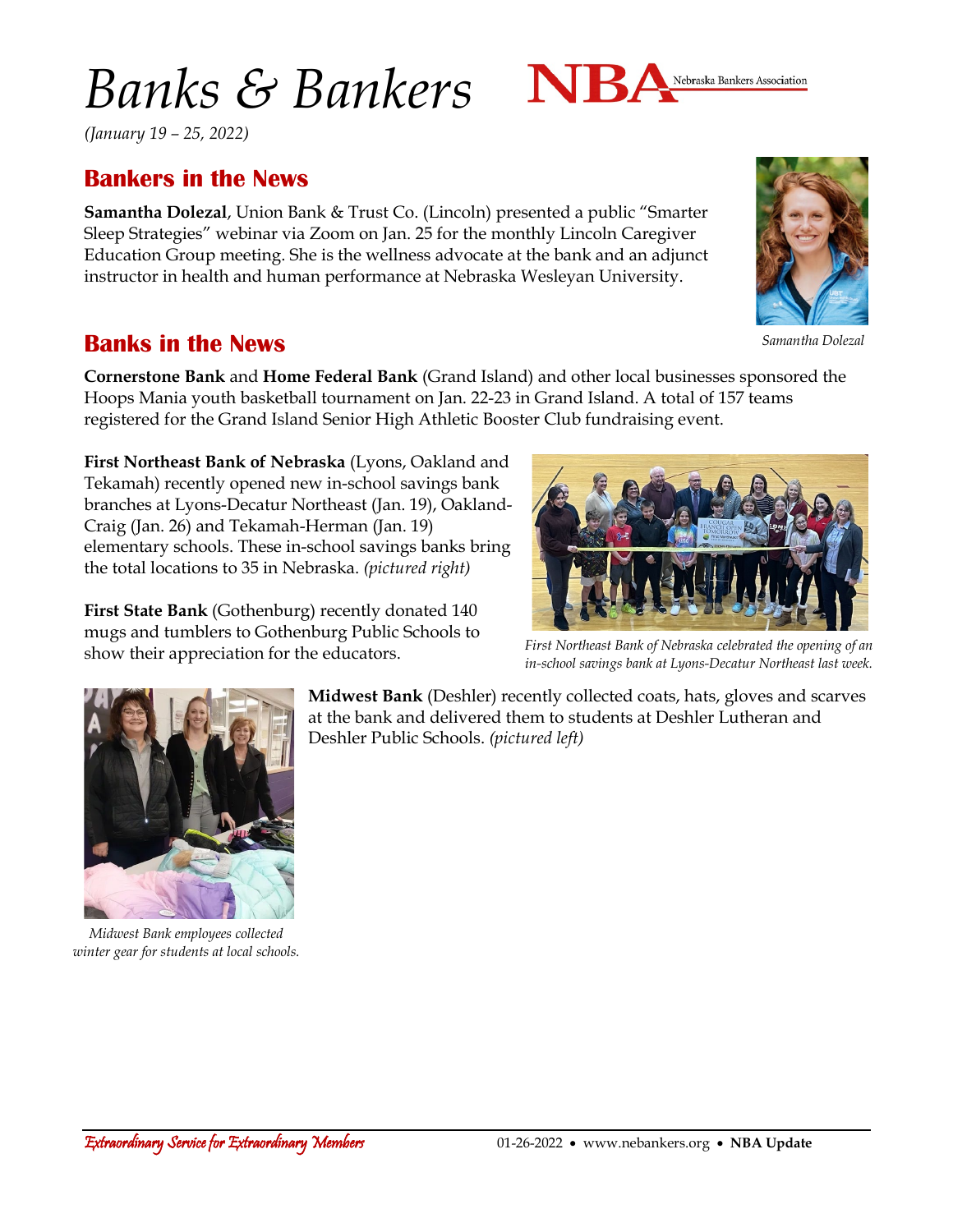# *Banks & Bankers*

*(January 19 – 25, 2022)*

## Bankers in the News

**Samantha Dolezal**, Union Bank & Trust Co. (Lincoln) presented a public "Smarter Sleep Strategies" webinar via Zoom on Jan. 25 for the monthly Lincoln Caregiver Education Group meeting. She is the wellness advocate at the bank and an adjunct instructor in health and human performance at Nebraska Wesleyan University.

*Samantha Dolezal*

## Banks in the News

**Cornerstone Bank** and **Home Federal Bank** (Grand Island) and other local businesses sponsored the Hoops Mania youth basketball tournament on Jan. 22-23 in Grand Island. A total of 157 teams registered for the Grand Island Senior High Athletic Booster Club fundraising event.

**First Northeast Bank of Nebraska** (Lyons, Oakland and Tekamah) recently opened new in-school savings bank branches at Lyons-Decatur Northeast (Jan. 19), Oakland-Craig (Jan. 26) and Tekamah-Herman (Jan. 19) elementary schools. These in-school savings banks bring the total locations to 35 in Nebraska. *(pictured right)*

*First Northeast Bank of Nebraska celebrated the opening of an in-school savings bank at Lyons-Decatur Northeast last week.*

**First State Bank** (Gothenburg) recently donated 140 mugs and tumblers to Gothenburg Public Schools to show their appreciation for the educators.

**Midwest Bank** (Deshler) recently collected coats, hats, gloves and scarves at the bank and delivered them to students at Deshler Lutheran and Deshler Public Schools. *(pictured left)*

*Midwest Bank employees collected winter gear for students at local schools.*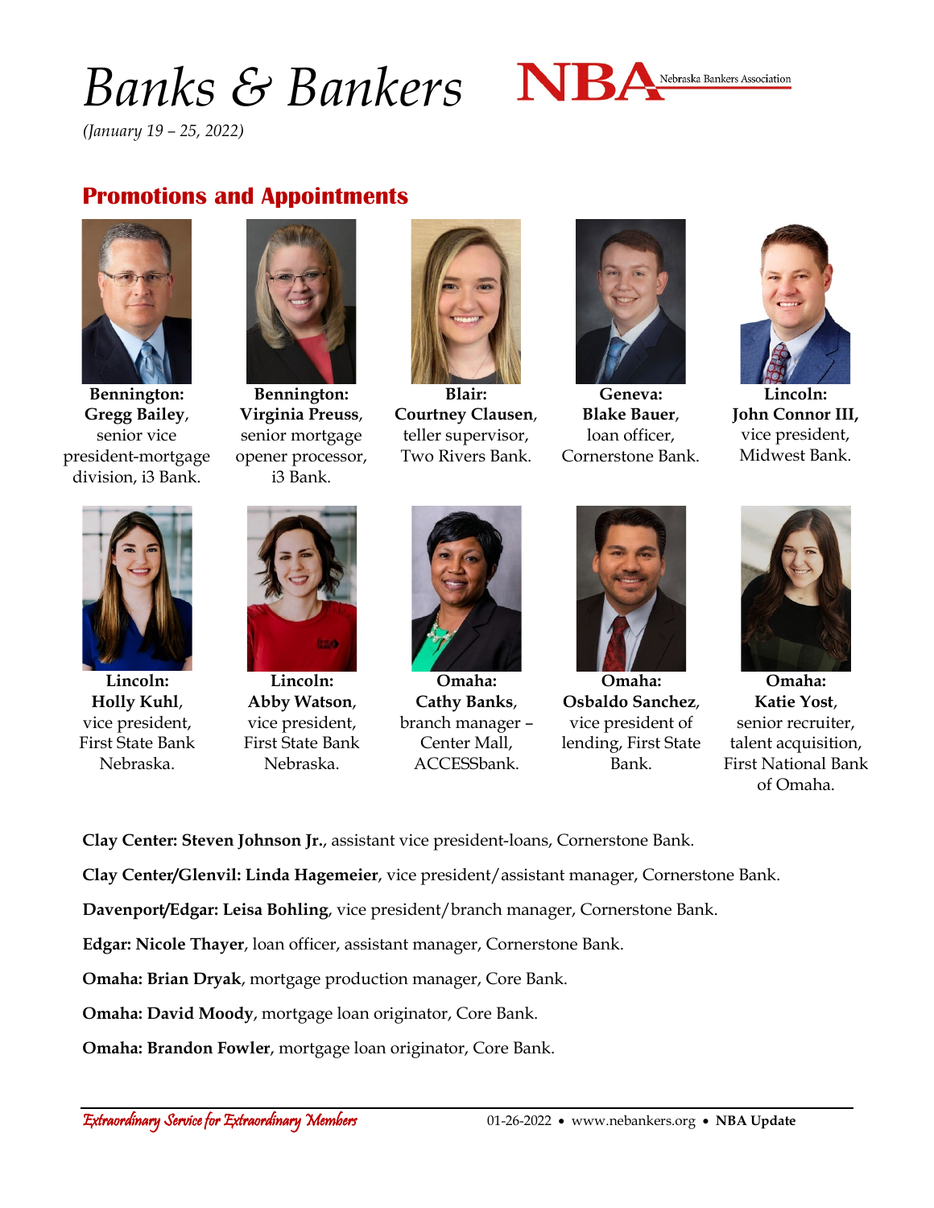# *Banks & Bankers*

*(January 19 – 25, 2022)*

## Promotions and Appointments

**Bennington: Gregg Bailey**, senior vice president-mortgage division, i3 Bank.

**Bennington: Virginia Preuss**, senior mortgage opener processor, i3 Bank.

**Blair: Courtney Clausen**, teller supervisor, Two Rivers Bank.

**Geneva: Blake Bauer**, loan officer, Cornerstone Bank.

**Lincoln: John Connor III,** vice president, Midwest Bank.

**Lincoln: Holly Kuhl**, vice president, First State Bank Nebraska.

**Lincoln: Abby Watson**, vice president, First State Bank Nebraska.

**Omaha: Cathy Banks**, branch manager – Center Mall, ACCESSbank.

**Omaha: Osbaldo Sanchez**, vice president of lending, First State Bank.

**Omaha: Katie Yost**, senior recruiter, talent acquisition, First National Bank of Omaha.

**Clay Center: Steven Johnson Jr.**, assistant vice president-loans, Cornerstone Bank.

**Clay Center/Glenvil: Linda Hagemeier**, vice president/assistant manager, Cornerstone Bank.

**Davenport/Edgar: Leisa Bohling**, vice president/branch manager, Cornerstone Bank.

**Edgar: Nicole Thayer**, loan officer, assistant manager, Cornerstone Bank.

**Omaha: Brian Dryak**, mortgage production manager, Core Bank.

**Omaha: David Moody**, mortgage loan originator, Core Bank.

**Omaha: Brandon Fowler**, mortgage loan originator, Core Bank.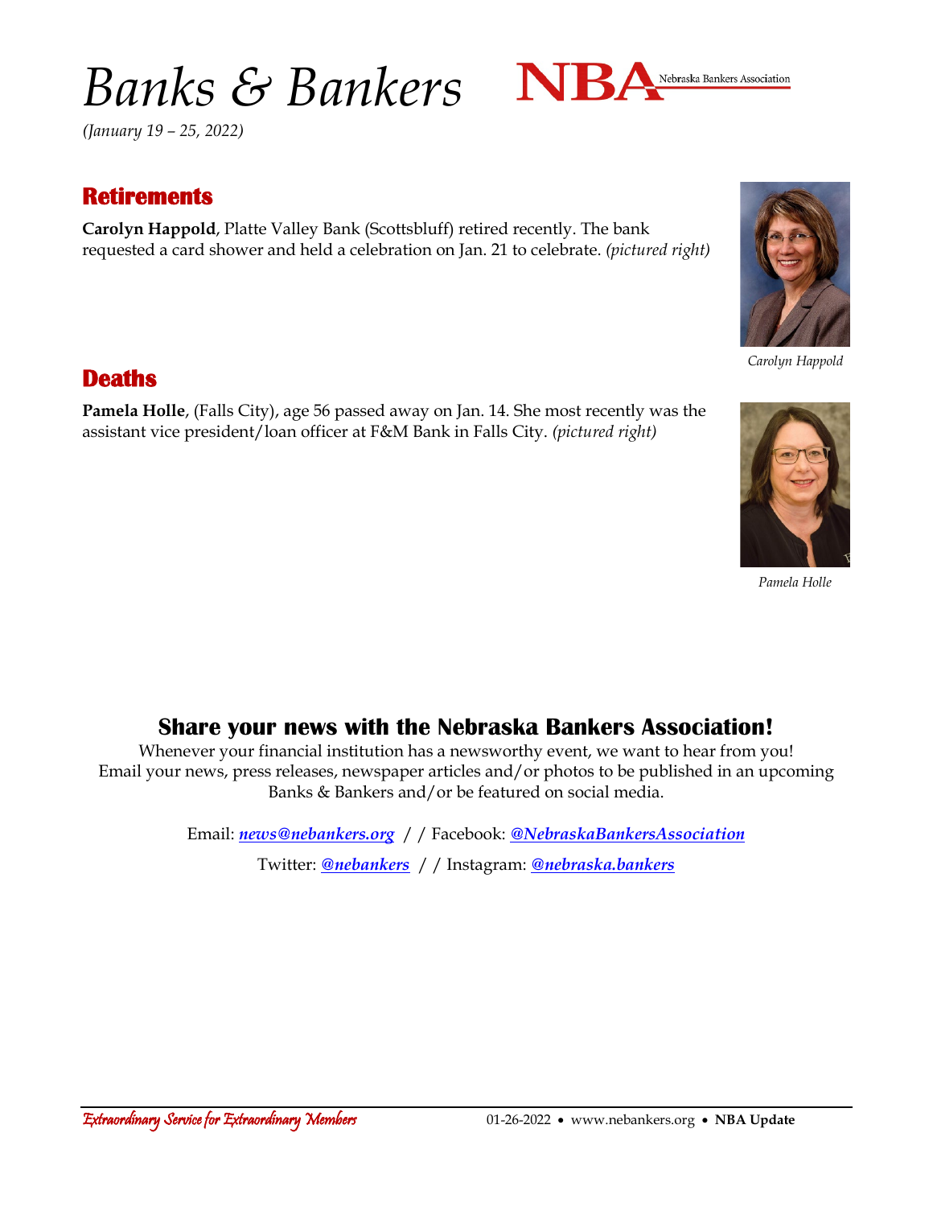# *Banks & Bankers*

*(January 19 – 25, 2022)*

## Retirements

**Carolyn Happold**, Platte Valley Bank (Scottsbluff) retired recently. The bank requested a card shower and held a celebration on Jan. 21 to celebrate. *(pictured right)*

*Carolyn Happold*

## Deaths

**Pamela Holle**, (Falls City), age 56 passed away on Jan. 14. She most recently was the assistant vice president/loan officer at F&M Bank in Falls City. *(pictured right)*

*Pamela Holle*

### Share your news with the Nebraska Bankers Association!

Whenever your financial institution has a newsworthy event, we want to hear from you!
Email your news, press releases, newspaper articles and/or photos to be published in an upcoming Banks & Bankers and/or be featured on social media.

Email: ***news@nebankers.org*** / / Facebook: ***@NebraskaBankersAssociation***

Twitter: ***@nebankers*** / / Instagram: ***@nebraska.bankers***